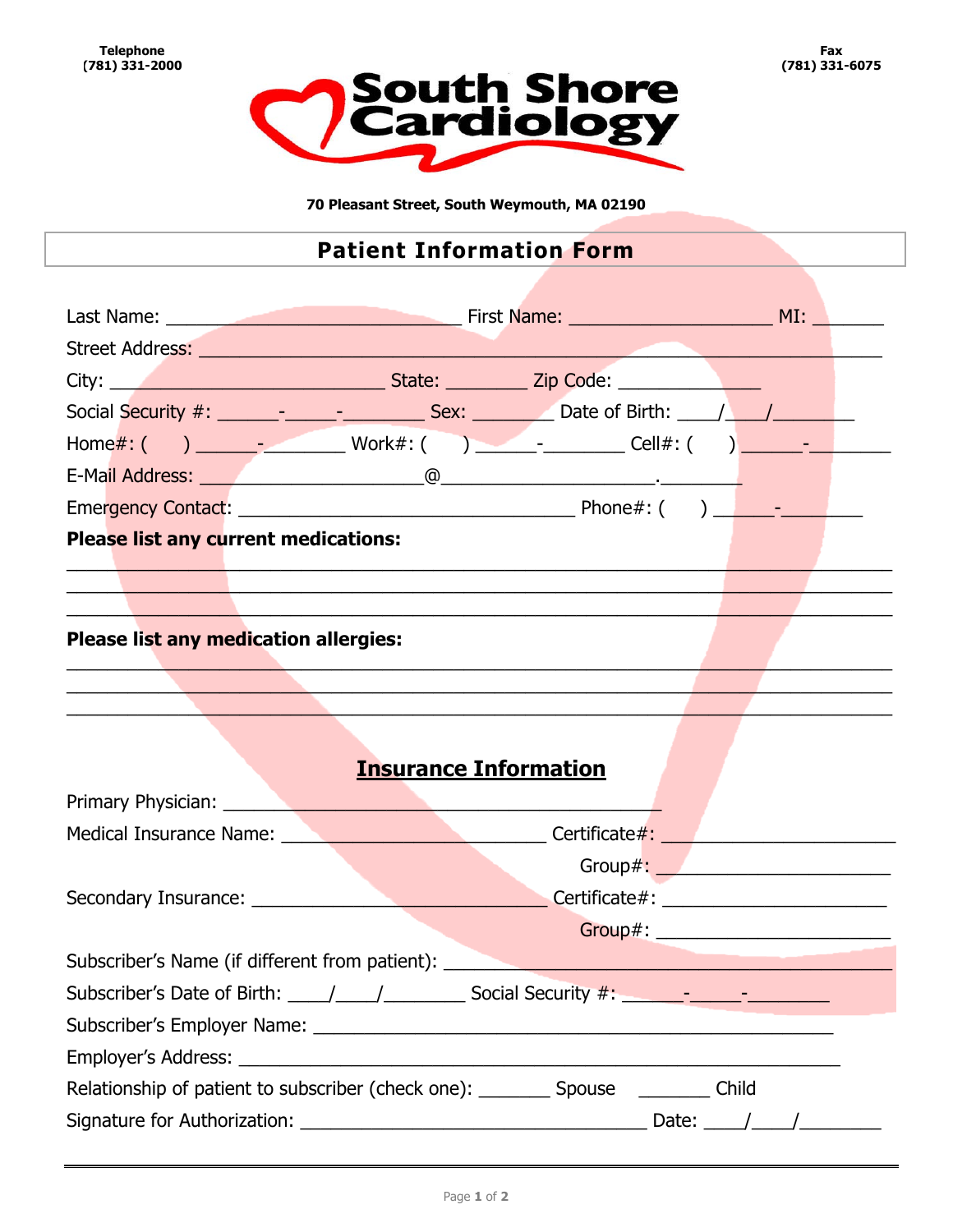Telephone
(781) 331-2000

Fax
(781) 331-6075

# South Shore Cardiology

**70 Pleasant Street, South Weymouth, MA 02190**

## Patient Information Form

Last Name: ______________________________ First Name: ____________________ MI: _______

Street Address: _____________________________________________________________________

City: ___________________________ State: ________ Zip Code: ______________

Social Security #: ______-_____-________ Sex: ________ Date of Birth: ____/____/________

Home#: (     ) ______-________ Work#: (     ) ______-________ Cell#: (     ) ______-________

E-Mail Address: ______________________@____________________.________

Emergency Contact: _________________________________ Phone#: (     ) ______-________

**Please list any current medications:**

____________________________________________________________________________________
____________________________________________________________________________________
____________________________________________________________________________________

**Please list any medication allergies:**

____________________________________________________________________________________
____________________________________________________________________________________
____________________________________________________________________________________

## Insurance Information

Primary Physician: ___________________________________________

Medical Insurance Name: __________________________ Certificate#: _______________________

Group#: _______________________

Secondary Insurance: _____________________________ Certificate#: _______________________

Group#: _______________________

Subscriber's Name (if different from patient): _____________________________________________

Subscriber's Date of Birth: ____/____/________ Social Security #: ______-_____-________

Subscriber's Employer Name: ___________________________________________________

Employer's Address: __________________________________________________________

Relationship of patient to subscriber (check one): _______ Spouse _______ Child

Signature for Authorization: __________________________________ Date: ____/____/________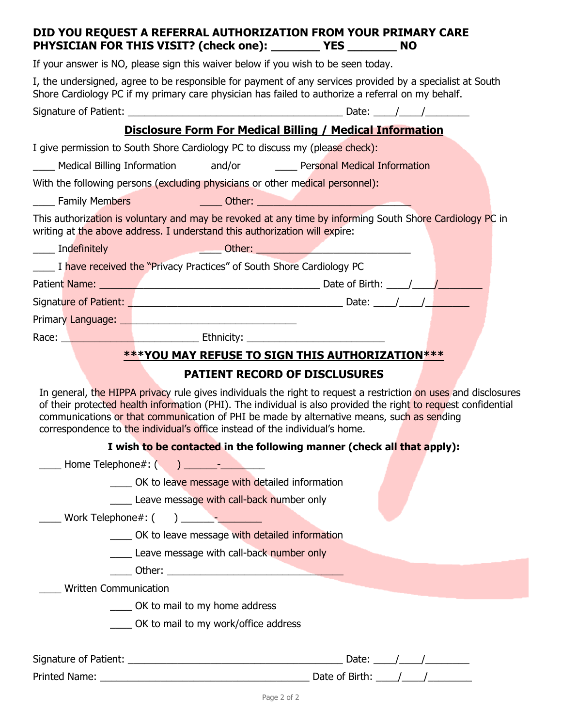**DID YOU REQUEST A REFERRAL AUTHORIZATION FROM YOUR PRIMARY CARE PHYSICIAN FOR THIS VISIT? (check one): _______ YES _______ NO**

If your answer is NO, please sign this waiver below if you wish to be seen today.

I, the undersigned, agree to be responsible for payment of any services provided by a specialist at South Shore Cardiology PC if my primary care physician has failed to authorize a referral on my behalf.

Signature of Patient: ________________________________________ Date: ____/____/________

## Disclosure Form For Medical Billing / Medical Information

I give permission to South Shore Cardiology PC to discuss my (please check):

____ Medical Billing Information and/or ____ Personal Medical Information

With the following persons (excluding physicians or other medical personnel):

____ Family Members ____ Other: _____________________________

This authorization is voluntary and may be revoked at any time by informing South Shore Cardiology PC in writing at the above address. I understand this authorization will expire:

____ Indefinitely ____ Other: _____________________________

____ I have received the "Privacy Practices" of South Shore Cardiology PC

Patient Name: ________________________________________ Date of Birth: ____/____/________

Signature of Patient: ________________________________________ Date: ____/____/________

Primary Language: _________________________________

Race: _________________________ Ethnicity: _________________________

**\*\*\*YOU MAY REFUSE TO SIGN THIS AUTHORIZATION\*\*\***

## PATIENT RECORD OF DISCLUSURES

In general, the HIPPA privacy rule gives individuals the right to request a restriction on uses and disclosures of their protected health information (PHI). The individual is also provided the right to request confidential communications or that communication of PHI be made by alternative means, such as sending correspondence to the individual's office instead of the individual's home.

**I wish to be contacted in the following manner (check all that apply):**

____ Home Telephone#: (     ) ______-________

 ____ OK to leave message with detailed information

 ____ Leave message with call-back number only

____ Work Telephone#: (     ) ______-________

 ____ OK to leave message with detailed information

 ____ Leave message with call-back number only

 ____ Other: _________________________________

____ Written Communication

 ____ OK to mail to my home address

 ____ OK to mail to my work/office address

Signature of Patient: ________________________________________ Date: ____/____/________

Printed Name: ________________________________________ Date of Birth: ____/____/________